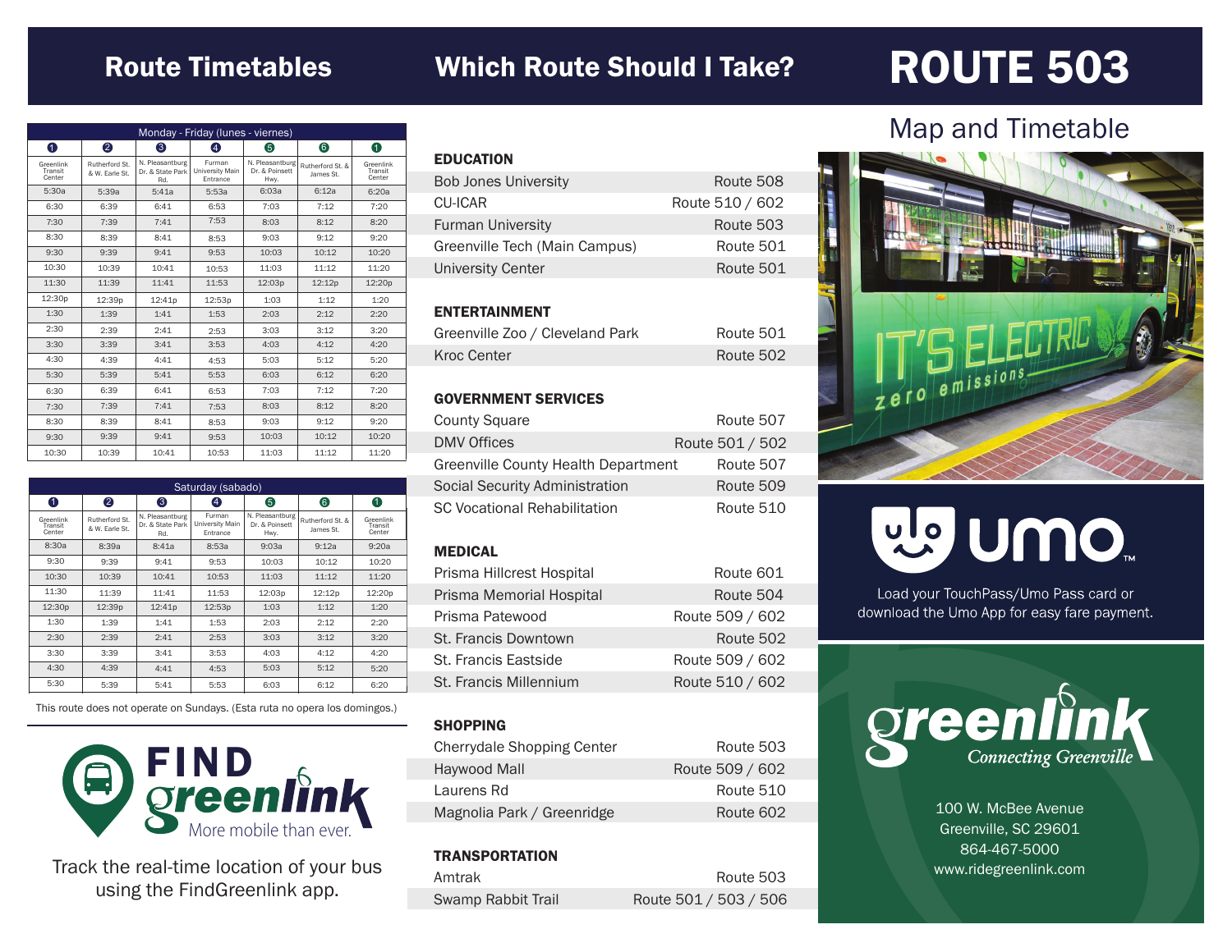## Route Timetables

### Monday - Friday (lunes - viernes)

| 1 | 2 | 3 | 4 | 5 | 6 | 1 |
|---|---|---|---|---|---|---|
| Greenlink Transit Center | Rutherford St. & W. Earle St. | N. Pleasantburg Dr. & State Park Rd. | Furman University Main Entrance | N. Pleasantburg Dr. & Poinsett Hwy. | Rutherford St. & James St. | Greenlink Transit Center |
| 5:30a | 5:39a | 5:41a | 5:53a | 6:03a | 6:12a | 6:20a |
| 6:30 | 6:39 | 6:41 | 6:53 | 7:03 | 7:12 | 7:20 |
| 7:30 | 7:39 | 7:41 | 7:53 | 8:03 | 8:12 | 8:20 |
| 8:30 | 8:39 | 8:41 | 8:53 | 9:03 | 9:12 | 9:20 |
| 9:30 | 9:39 | 9:41 | 9:53 | 10:03 | 10:12 | 10:20 |
| 10:30 | 10:39 | 10:41 | 10:53 | 11:03 | 11:12 | 11:20 |
| 11:30 | 11:39 | 11:41 | 11:53 | 12:03p | 12:12p | 12:20p |
| 12:30p | 12:39p | 12:41p | 12:53p | 1:03 | 1:12 | 1:20 |
| 1:30 | 1:39 | 1:41 | 1:53 | 2:03 | 2:12 | 2:20 |
| 2:30 | 2:39 | 2:41 | 2:53 | 3:03 | 3:12 | 3:20 |
| 3:30 | 3:39 | 3:41 | 3:53 | 4:03 | 4:12 | 4:20 |
| 4:30 | 4:39 | 4:41 | 4:53 | 5:03 | 5:12 | 5:20 |
| 5:30 | 5:39 | 5:41 | 5:53 | 6:03 | 6:12 | 6:20 |
| 6:30 | 6:39 | 6:41 | 6:53 | 7:03 | 7:12 | 7:20 |
| 7:30 | 7:39 | 7:41 | 7:53 | 8:03 | 8:12 | 8:20 |
| 8:30 | 8:39 | 8:41 | 8:53 | 9:03 | 9:12 | 9:20 |
| 9:30 | 9:39 | 9:41 | 9:53 | 10:03 | 10:12 | 10:20 |
| 10:30 | 10:39 | 10:41 | 10:53 | 11:03 | 11:12 | 11:20 |

### Saturday (sabado)

| 1 | 2 | 3 | 4 | 5 | 6 | 1 |
|---|---|---|---|---|---|---|
| Greenlink Transit Center | Rutherford St. & W. Earle St. | N. Pleasantburg Dr. & State Park Rd. | Furman University Main Entrance | N. Pleasantburg Dr. & Poinsett Hwy. | Rutherford St. & James St. | Greenlink Transit Center |
| 8:30a | 8:39a | 8:41a | 8:53a | 9:03a | 9:12a | 9:20a |
| 9:30 | 9:39 | 9:41 | 9:53 | 10:03 | 10:12 | 10:20 |
| 10:30 | 10:39 | 10:41 | 10:53 | 11:03 | 11:12 | 11:20 |
| 11:30 | 11:39 | 11:41 | 11:53 | 12:03p | 12:12p | 12:20p |
| 12:30p | 12:39p | 12:41p | 12:53p | 1:03 | 1:12 | 1:20 |
| 1:30 | 1:39 | 1:41 | 1:53 | 2:03 | 2:12 | 2:20 |
| 2:30 | 2:39 | 2:41 | 2:53 | 3:03 | 3:12 | 3:20 |
| 3:30 | 3:39 | 3:41 | 3:53 | 4:03 | 4:12 | 4:20 |
| 4:30 | 4:39 | 4:41 | 4:53 | 5:03 | 5:12 | 5:20 |
| 5:30 | 5:39 | 5:41 | 5:53 | 6:03 | 6:12 | 6:20 |

This route does not operate on Sundays. (Esta ruta no opera los domingos.)

**FIND greenlink** More mobile than ever.

Track the real-time location of your bus using the FindGreenlink app.

## Which Route Should I Take?

### EDUCATION

| | |
|---|---|
| Bob Jones University | Route 508 |
| CU-ICAR | Route 510 / 602 |
| Furman University | Route 503 |
| Greenville Tech (Main Campus) | Route 501 |
| University Center | Route 501 |

### ENTERTAINMENT

| | |
|---|---|
| Greenville Zoo / Cleveland Park | Route 501 |
| Kroc Center | Route 502 |

### GOVERNMENT SERVICES

| | |
|---|---|
| County Square | Route 507 |
| DMV Offices | Route 501 / 502 |
| Greenville County Health Department | Route 507 |
| Social Security Administration | Route 509 |
| SC Vocational Rehabilitation | Route 510 |

### MEDICAL

| | |
|---|---|
| Prisma Hillcrest Hospital | Route 601 |
| Prisma Memorial Hospital | Route 504 |
| Prisma Patewood | Route 509 / 602 |
| St. Francis Downtown | Route 502 |
| St. Francis Eastside | Route 509 / 602 |
| St. Francis Millennium | Route 510 / 602 |

### SHOPPING

| | |
|---|---|
| Cherrydale Shopping Center | Route 503 |
| Haywood Mall | Route 509 / 602 |
| Laurens Rd | Route 510 |
| Magnolia Park / Greenridge | Route 602 |

### TRANSPORTATION

| | |
|---|---|
| Amtrak | Route 503 |
| Swamp Rabbit Trail | Route 501 / 503 / 506 |

# ROUTE 503

## Map and Timetable

IT'S ELECTRIC zero emissions

**umo**

Load your TouchPass/Umo Pass card or download the Umo App for easy fare payment.

**greenlink** Connecting Greenville

100 W. McBee Avenue
Greenville, SC 29601
864-467-5000
www.ridegreenlink.com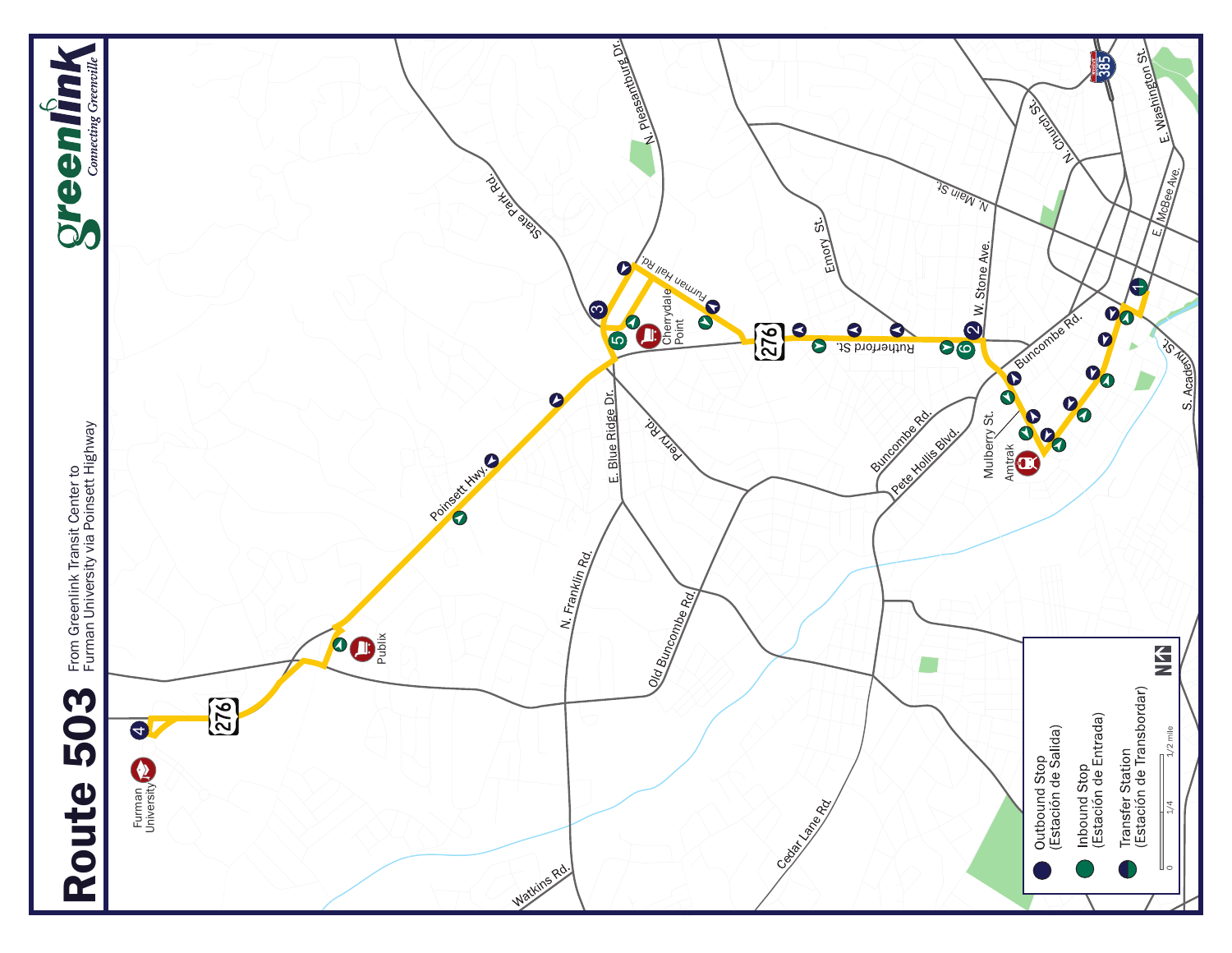# Route 503

From Greenlink Transit Center to Furman University via Poinsett Highway

greenlink
Connecting Greenville

Furman University

4

276

Publix

Poinsett Hwy.

3

5

Cherrydale Point

Furman Hall Rd.

N. Pleasantburg Dr.

State Park Rd.

276

Rutherford St.

Emory St.

N. Main St.

W. Stone Ave.

2

6

Buncombe Rd.

Mulberry St.

Amtrak

1

N. Church St.

E. Washington St.

E. McBee Ave.

S. Academy St.

385

E. Blue Ridge Dr.

Perry Rd.

N. Franklin Rd.

Old Buncombe Rd.

Buncombe Rd.

Pete Hollis Blvd.

Cedar Lane Rd.

Watkins Rd.

Outbound Stop (Estación de Salida)

Inbound Stop (Estación de Entrada)

Transfer Station (Estación de Transbordar)

0 1/4 1/2 mile

N